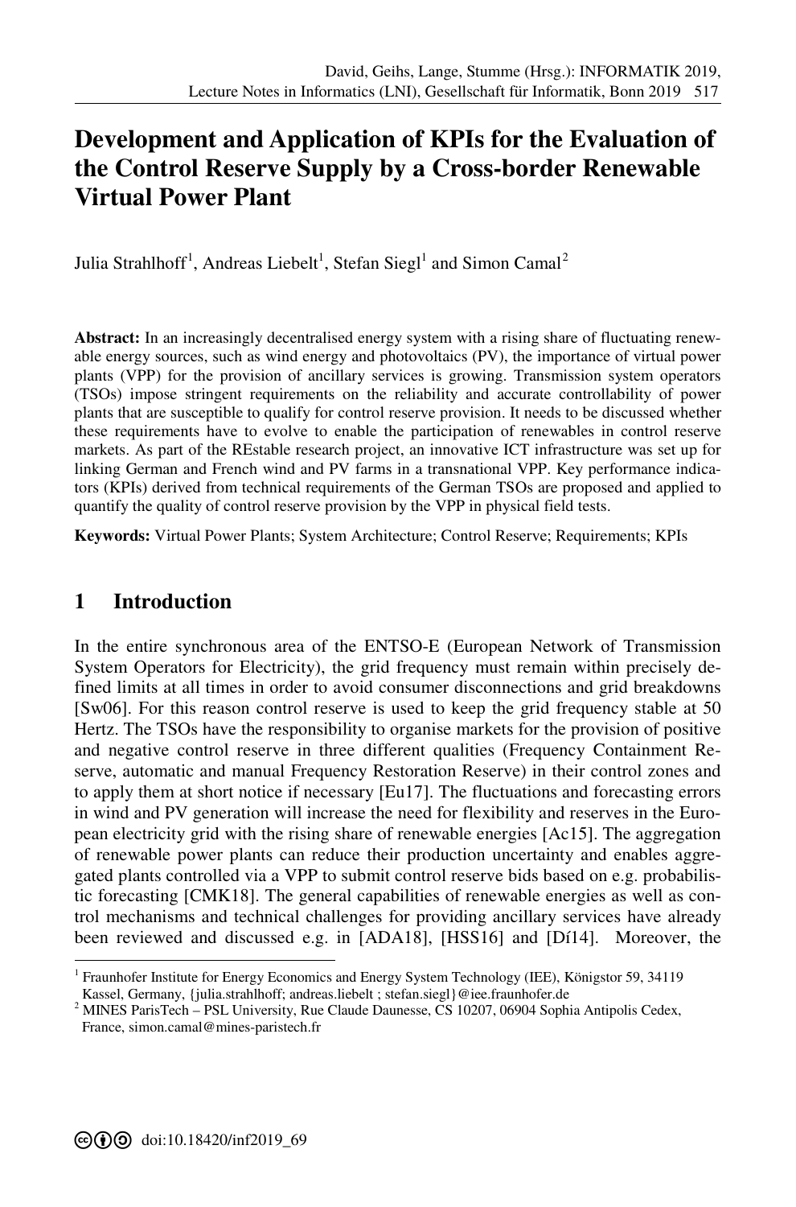# Development and Application of KPIs for the Evaluation of the Control Reserve Supply by a Cross-border Renewable Virtual Power Plant

Julia Strahlhoff[1], Andreas Liebelt[1], Stefan Siegl[1] and Simon Camal[2]

**Abstract:** In an increasingly decentralised energy system with a rising share of fluctuating renewable energy sources, such as wind energy and photovoltaics (PV), the importance of virtual power plants (VPP) for the provision of ancillary services is growing. Transmission system operators (TSOs) impose stringent requirements on the reliability and accurate controllability of power plants that are susceptible to qualify for control reserve provision. It needs to be discussed whether these requirements have to evolve to enable the participation of renewables in control reserve markets. As part of the REstable research project, an innovative ICT infrastructure was set up for linking German and French wind and PV farms in a transnational VPP. Key performance indicators (KPIs) derived from technical requirements of the German TSOs are proposed and applied to quantify the quality of control reserve provision by the VPP in physical field tests.

**Keywords:** Virtual Power Plants; System Architecture; Control Reserve; Requirements; KPIs

## 1 Introduction

In the entire synchronous area of the ENTSO-E (European Network of Transmission System Operators for Electricity), the grid frequency must remain within precisely defined limits at all times in order to avoid consumer disconnections and grid breakdowns [Sw06]. For this reason control reserve is used to keep the grid frequency stable at 50 Hertz. The TSOs have the responsibility to organise markets for the provision of positive and negative control reserve in three different qualities (Frequency Containment Reserve, automatic and manual Frequency Restoration Reserve) in their control zones and to apply them at short notice if necessary [Eu17]. The fluctuations and forecasting errors in wind and PV generation will increase the need for flexibility and reserves in the European electricity grid with the rising share of renewable energies [Ac15]. The aggregation of renewable power plants can reduce their production uncertainty and enables aggregated plants controlled via a VPP to submit control reserve bids based on e.g. probabilistic forecasting [CMK18]. The general capabilities of renewable energies as well as control mechanisms and technical challenges for providing ancillary services have already been reviewed and discussed e.g. in [ADA18], [HSS16] and [Dí14]. Moreover, the

[1] Fraunhofer Institute for Energy Economics and Energy System Technology (IEE), Königstor 59, 34119 Kassel, Germany, {julia.strahlhoff; andreas.liebelt ; stefan.siegl}@iee.fraunhofer.de

[2] MINES ParisTech – PSL University, Rue Claude Daunesse, CS 10207, 06904 Sophia Antipolis Cedex, France, simon.camal@mines-paristech.fr

doi:10.18420/inf2019_69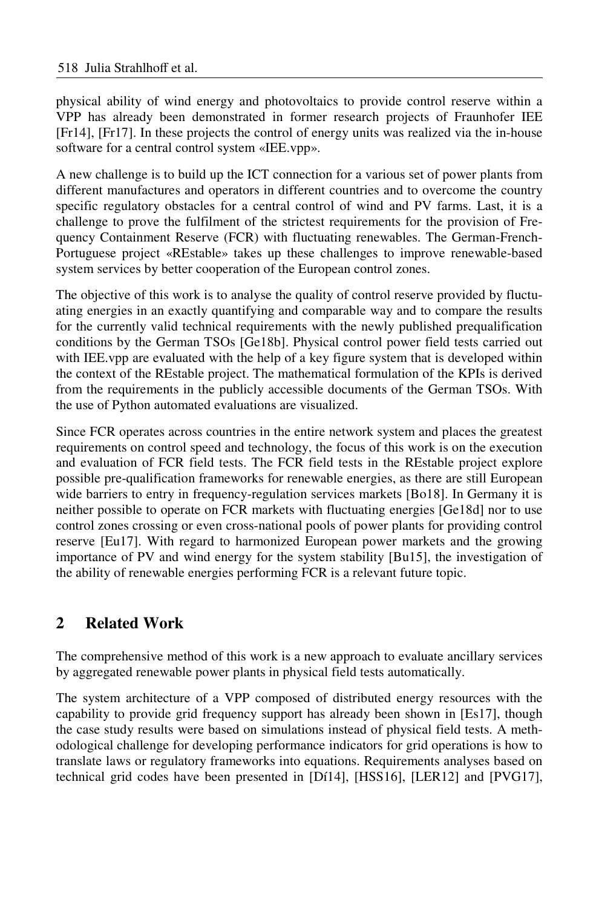physical ability of wind energy and photovoltaics to provide control reserve within a VPP has already been demonstrated in former research projects of Fraunhofer IEE [Fr14], [Fr17]. In these projects the control of energy units was realized via the in-house software for a central control system «IEE.vpp».

A new challenge is to build up the ICT connection for a various set of power plants from different manufactures and operators in different countries and to overcome the country specific regulatory obstacles for a central control of wind and PV farms. Last, it is a challenge to prove the fulfilment of the strictest requirements for the provision of Frequency Containment Reserve (FCR) with fluctuating renewables. The German-French-Portuguese project «REstable» takes up these challenges to improve renewable-based system services by better cooperation of the European control zones.

The objective of this work is to analyse the quality of control reserve provided by fluctuating energies in an exactly quantifying and comparable way and to compare the results for the currently valid technical requirements with the newly published prequalification conditions by the German TSOs [Ge18b]. Physical control power field tests carried out with IEE.vpp are evaluated with the help of a key figure system that is developed within the context of the REstable project. The mathematical formulation of the KPIs is derived from the requirements in the publicly accessible documents of the German TSOs. With the use of Python automated evaluations are visualized.

Since FCR operates across countries in the entire network system and places the greatest requirements on control speed and technology, the focus of this work is on the execution and evaluation of FCR field tests. The FCR field tests in the REstable project explore possible pre-qualification frameworks for renewable energies, as there are still European wide barriers to entry in frequency-regulation services markets [Bo18]. In Germany it is neither possible to operate on FCR markets with fluctuating energies [Ge18d] nor to use control zones crossing or even cross-national pools of power plants for providing control reserve [Eu17]. With regard to harmonized European power markets and the growing importance of PV and wind energy for the system stability [Bu15], the investigation of the ability of renewable energies performing FCR is a relevant future topic.

## 2 Related Work

The comprehensive method of this work is a new approach to evaluate ancillary services by aggregated renewable power plants in physical field tests automatically.

The system architecture of a VPP composed of distributed energy resources with the capability to provide grid frequency support has already been shown in [Es17], though the case study results were based on simulations instead of physical field tests. A methodological challenge for developing performance indicators for grid operations is how to translate laws or regulatory frameworks into equations. Requirements analyses based on technical grid codes have been presented in [Dí14], [HSS16], [LER12] and [PVG17],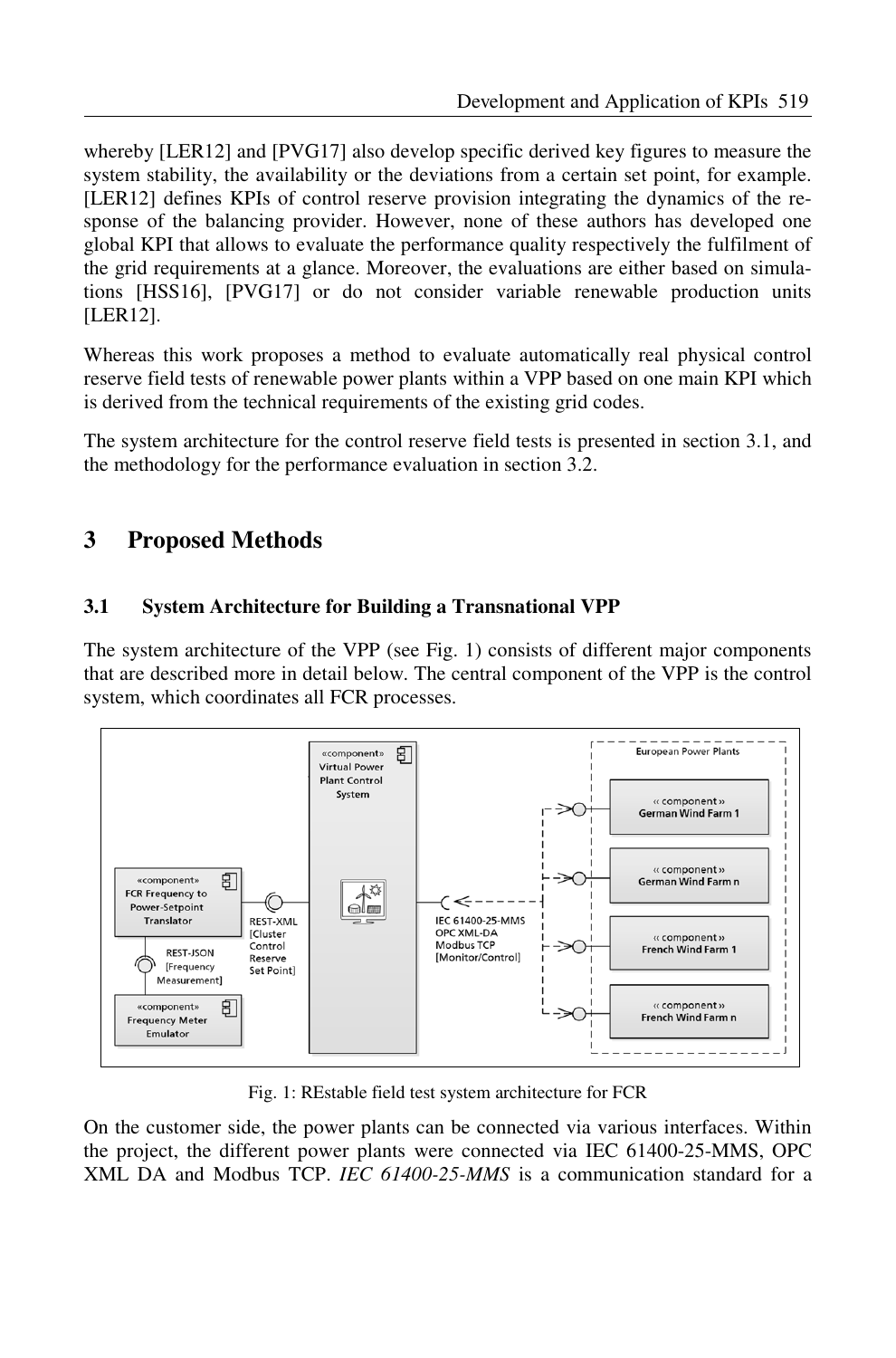whereby [LER12] and [PVG17] also develop specific derived key figures to measure the system stability, the availability or the deviations from a certain set point, for example. [LER12] defines KPIs of control reserve provision integrating the dynamics of the response of the balancing provider. However, none of these authors has developed one global KPI that allows to evaluate the performance quality respectively the fulfilment of the grid requirements at a glance. Moreover, the evaluations are either based on simulations [HSS16], [PVG17] or do not consider variable renewable production units [LER12].

Whereas this work proposes a method to evaluate automatically real physical control reserve field tests of renewable power plants within a VPP based on one main KPI which is derived from the technical requirements of the existing grid codes.

The system architecture for the control reserve field tests is presented in section 3.1, and the methodology for the performance evaluation in section 3.2.

# 3 Proposed Methods

## 3.1 System Architecture for Building a Transnational VPP

The system architecture of the VPP (see Fig. 1) consists of different major components that are described more in detail below. The central component of the VPP is the control system, which coordinates all FCR processes.

Fig. 1: REstable field test system architecture for FCR

On the customer side, the power plants can be connected via various interfaces. Within the project, the different power plants were connected via IEC 61400-25-MMS, OPC XML DA and Modbus TCP. *IEC 61400-25-MMS* is a communication standard for a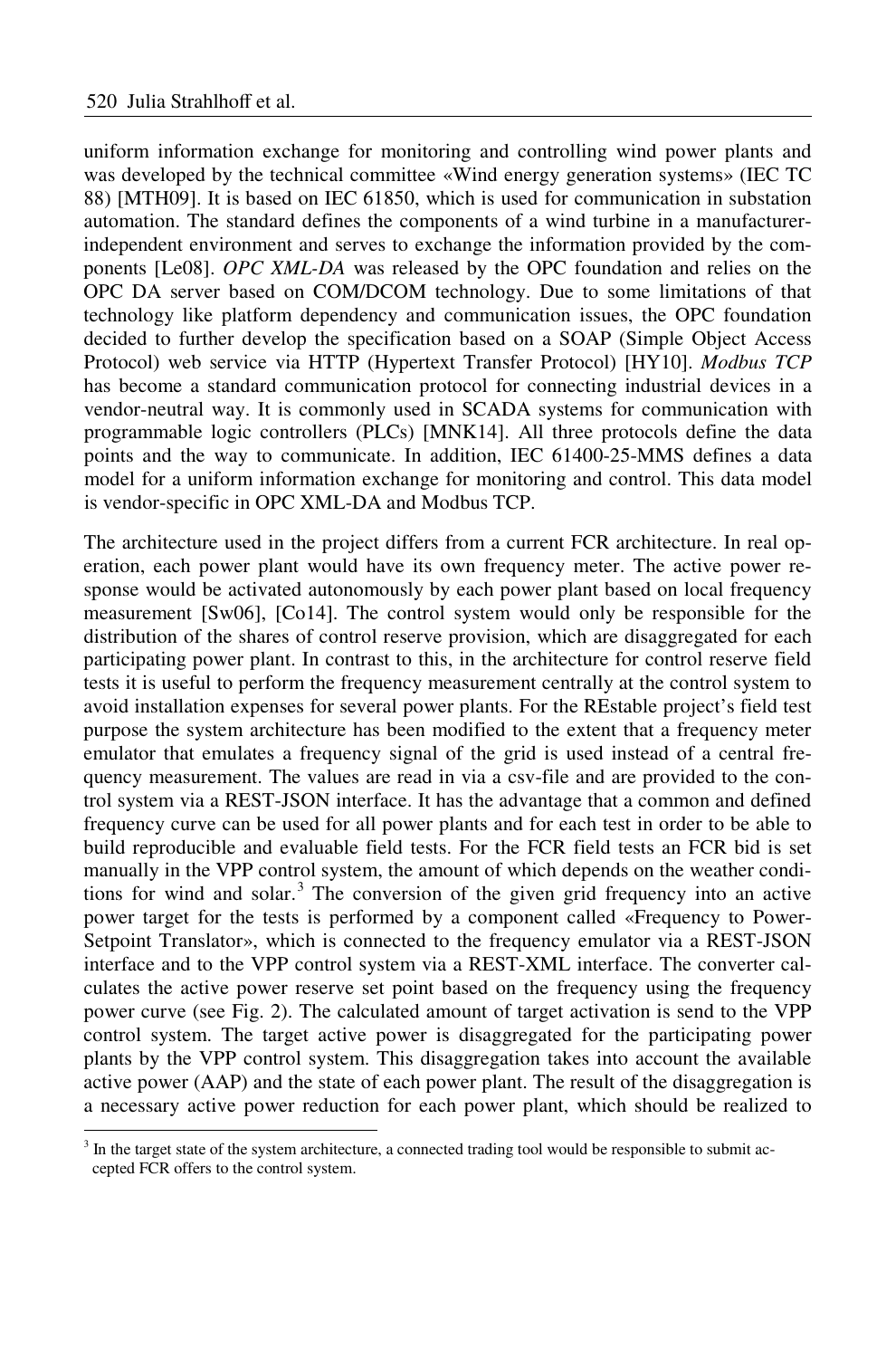uniform information exchange for monitoring and controlling wind power plants and was developed by the technical committee «Wind energy generation systems» (IEC TC 88) [MTH09]. It is based on IEC 61850, which is used for communication in substation automation. The standard defines the components of a wind turbine in a manufacturer-independent environment and serves to exchange the information provided by the components [Le08]. *OPC XML-DA* was released by the OPC foundation and relies on the OPC DA server based on COM/DCOM technology. Due to some limitations of that technology like platform dependency and communication issues, the OPC foundation decided to further develop the specification based on a SOAP (Simple Object Access Protocol) web service via HTTP (Hypertext Transfer Protocol) [HY10]. *Modbus TCP* has become a standard communication protocol for connecting industrial devices in a vendor-neutral way. It is commonly used in SCADA systems for communication with programmable logic controllers (PLCs) [MNK14]. All three protocols define the data points and the way to communicate. In addition, IEC 61400-25-MMS defines a data model for a uniform information exchange for monitoring and control. This data model is vendor-specific in OPC XML-DA and Modbus TCP.

The architecture used in the project differs from a current FCR architecture. In real operation, each power plant would have its own frequency meter. The active power response would be activated autonomously by each power plant based on local frequency measurement [Sw06], [Co14]. The control system would only be responsible for the distribution of the shares of control reserve provision, which are disaggregated for each participating power plant. In contrast to this, in the architecture for control reserve field tests it is useful to perform the frequency measurement centrally at the control system to avoid installation expenses for several power plants. For the REstable project's field test purpose the system architecture has been modified to the extent that a frequency meter emulator that emulates a frequency signal of the grid is used instead of a central frequency measurement. The values are read in via a csv-file and are provided to the control system via a REST-JSON interface. It has the advantage that a common and defined frequency curve can be used for all power plants and for each test in order to be able to build reproducible and evaluable field tests. For the FCR field tests an FCR bid is set manually in the VPP control system, the amount of which depends on the weather conditions for wind and solar.[3] The conversion of the given grid frequency into an active power target for the tests is performed by a component called «Frequency to Power-Setpoint Translator», which is connected to the frequency emulator via a REST-JSON interface and to the VPP control system via a REST-XML interface. The converter calculates the active power reserve set point based on the frequency using the frequency power curve (see Fig. 2). The calculated amount of target activation is send to the VPP control system. The target active power is disaggregated for the participating power plants by the VPP control system. This disaggregation takes into account the available active power (AAP) and the state of each power plant. The result of the disaggregation is a necessary active power reduction for each power plant, which should be realized to

[3] In the target state of the system architecture, a connected trading tool would be responsible to submit accepted FCR offers to the control system.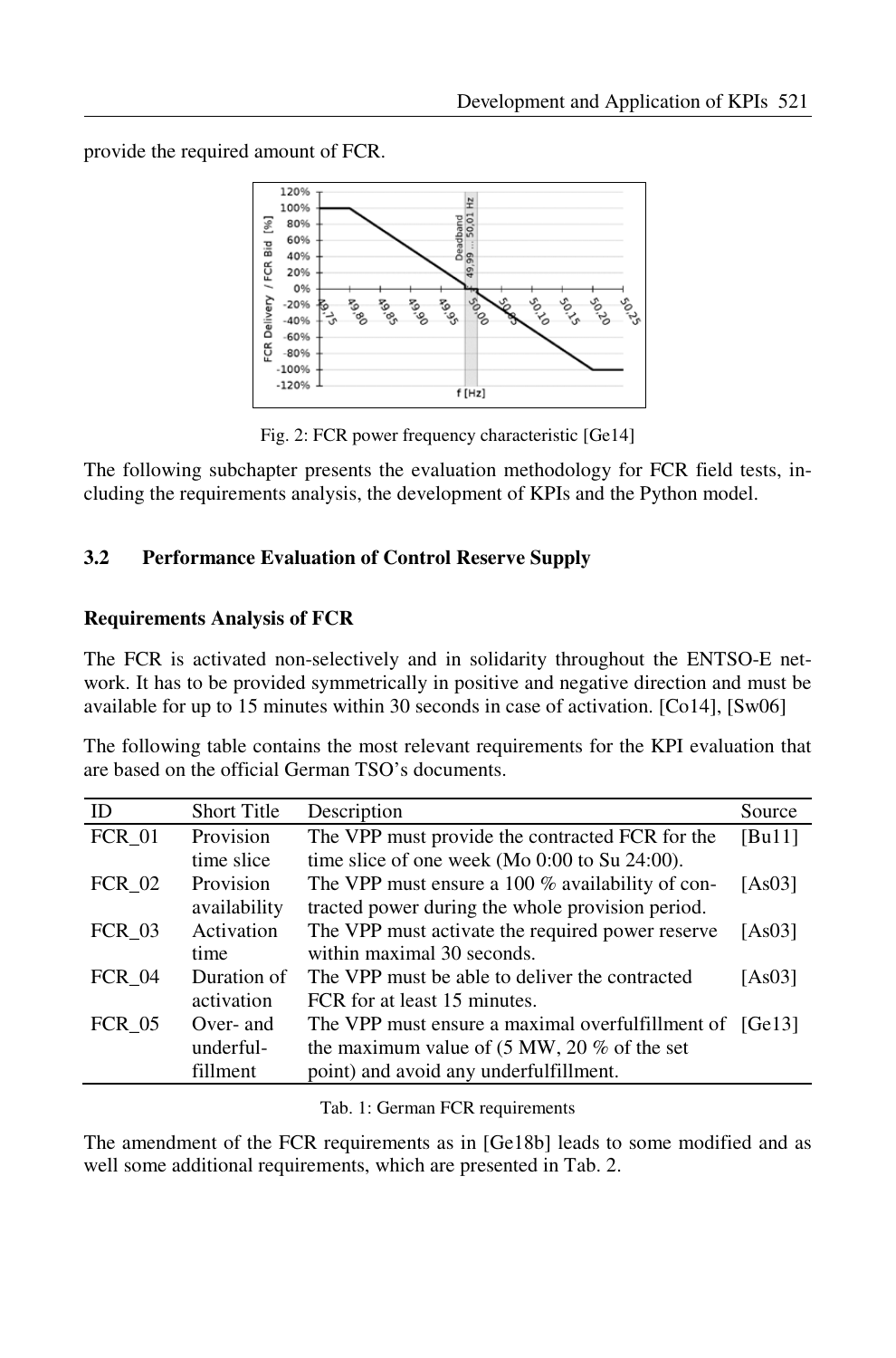provide the required amount of FCR.

Fig. 2: FCR power frequency characteristic [Ge14]

The following subchapter presents the evaluation methodology for FCR field tests, including the requirements analysis, the development of KPIs and the Python model.

### 3.2 Performance Evaluation of Control Reserve Supply

#### Requirements Analysis of FCR

The FCR is activated non-selectively and in solidarity throughout the ENTSO-E network. It has to be provided symmetrically in positive and negative direction and must be available for up to 15 minutes within 30 seconds in case of activation. [Co14], [Sw06]

The following table contains the most relevant requirements for the KPI evaluation that are based on the official German TSO's documents.

| ID | Short Title | Description | Source |
|---|---|---|---|
| FCR_01 | Provision time slice | The VPP must provide the contracted FCR for the time slice of one week (Mo 0:00 to Su 24:00). | [Bu11] |
| FCR_02 | Provision availability | The VPP must ensure a 100 % availability of contracted power during the whole provision period. | [As03] |
| FCR_03 | Activation time | The VPP must activate the required power reserve within maximal 30 seconds. | [As03] |
| FCR_04 | Duration of activation | The VPP must be able to deliver the contracted FCR for at least 15 minutes. | [As03] |
| FCR_05 | Over- and underfulfillment | The VPP must ensure a maximal overfulfillment of the maximum value of (5 MW, 20 % of the set point) and avoid any underfulfillment. | [Ge13] |

Tab. 1: German FCR requirements

The amendment of the FCR requirements as in [Ge18b] leads to some modified and as well some additional requirements, which are presented in Tab. 2.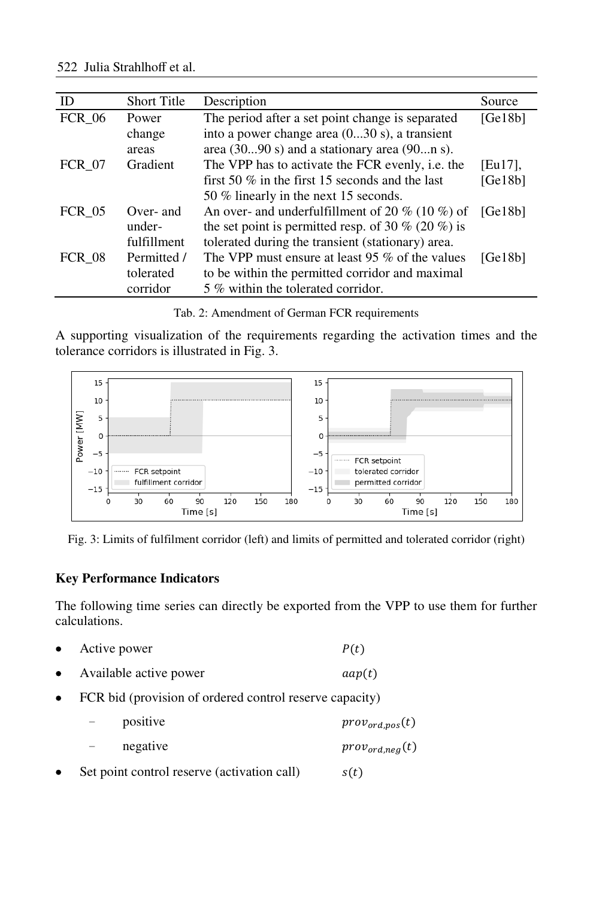| ID | Short Title | Description | Source |
|---|---|---|---|
| FCR_06 | Power change areas | The period after a set point change is separated into a power change area (0...30 s), a transient area (30...90 s) and a stationary area (90...n s). | [Ge18b] |
| FCR_07 | Gradient | The VPP has to activate the FCR evenly, i.e. the first 50 % in the first 15 seconds and the last 50 % linearly in the next 15 seconds. | [Eu17], [Ge18b] |
| FCR_05 | Over- and under-fulfillment | An over- and underfulfillment of 20 % (10 %) of the set point is permitted resp. of 30 % (20 %) is tolerated during the transient (stationary) area. | [Ge18b] |
| FCR_08 | Permitted / tolerated corridor | The VPP must ensure at least 95 % of the values to be within the permitted corridor and maximal 5 % within the tolerated corridor. | [Ge18b] |

Tab. 2: Amendment of German FCR requirements

A supporting visualization of the requirements regarding the activation times and the tolerance corridors is illustrated in Fig. 3.

Fig. 3: Limits of fulfilment corridor (left) and limits of permitted and tolerated corridor (right)

### Key Performance Indicators

The following time series can directly be exported from the VPP to use them for further calculations.

- Active power $P(t)$
- Available active power $aap(t)$
- FCR bid (provision of ordered control reserve capacity)
  - positive $prov_{ord,pos}(t)$
  - negative $prov_{ord,neg}(t)$
- Set point control reserve (activation call) $s(t)$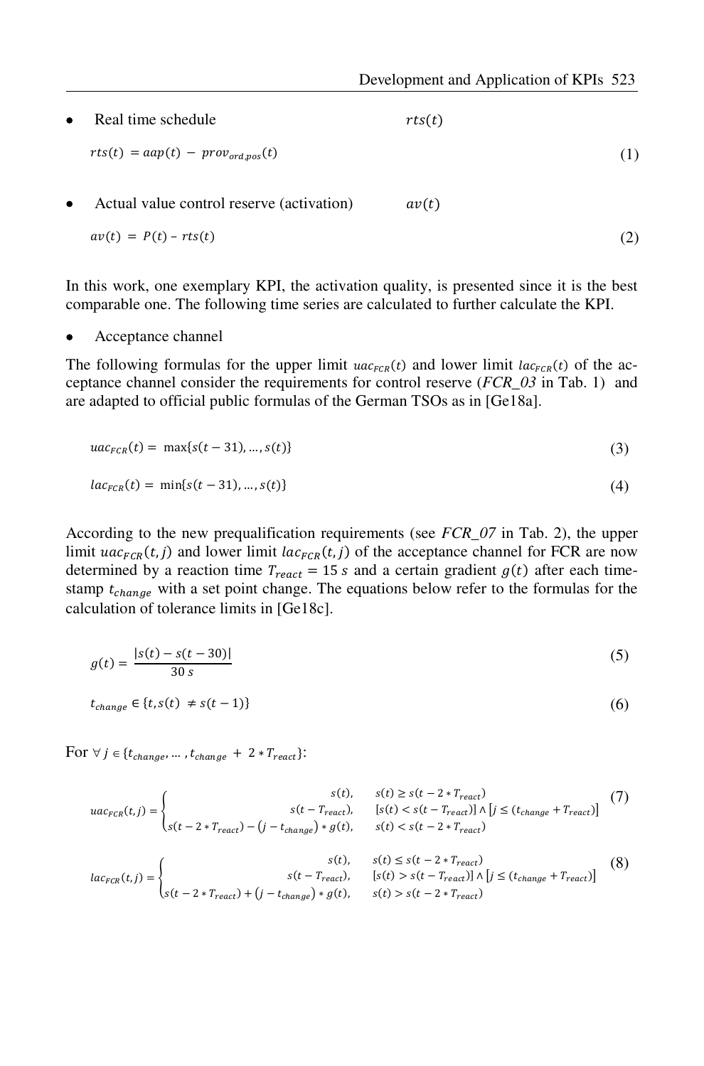- Real time schedule $rts(t)$

$$rts(t) = aap(t) - prov_{ord,pos}(t) \tag{1}$$

- Actual value control reserve (activation) $av(t)$

$$av(t) = P(t) - rts(t) \tag{2}$$

In this work, one exemplary KPI, the activation quality, is presented since it is the best comparable one. The following time series are calculated to further calculate the KPI.

- Acceptance channel

The following formulas for the upper limit $uac_{FCR}(t)$ and lower limit $lac_{FCR}(t)$ of the acceptance channel consider the requirements for control reserve (*FCR_03* in Tab. 1) and are adapted to official public formulas of the German TSOs as in [Ge18a].

$$uac_{FCR}(t) = \max\{s(t-31), \ldots, s(t)\} \tag{3}$$

$$lac_{FCR}(t) = \min\{s(t-31), \ldots, s(t)\} \tag{4}$$

According to the new prequalification requirements (see *FCR_07* in Tab. 2), the upper limit $uac_{FCR}(t,j)$ and lower limit $lac_{FCR}(t,j)$ of the acceptance channel for FCR are now determined by a reaction time $T_{react} = 15\ s$ and a certain gradient $g(t)$ after each timestamp $t_{change}$ with a set point change. The equations below refer to the formulas for the calculation of tolerance limits in [Ge18c].

$$g(t) = \frac{|s(t) - s(t-30)|}{30\ s} \tag{5}$$

$$t_{change} \in \{t, s(t) \neq s(t-1)\} \tag{6}$$

For $\forall\, j \in \{t_{change}, \ldots, t_{change} + 2 * T_{react}\}$:

$$uac_{FCR}(t,j) = \begin{cases} s(t), & s(t) \geq s(t - 2 * T_{react}) \\ s(t - T_{react}), & [s(t) < s(t - T_{react})] \wedge [j \leq (t_{change} + T_{react})] \\ s(t - 2 * T_{react}) - (j - t_{change}) * g(t), & s(t) < s(t - 2 * T_{react}) \end{cases} \tag{7}$$

$$lac_{FCR}(t,j) = \begin{cases} s(t), & s(t) \leq s(t - 2 * T_{react}) \\ s(t - T_{react}), & [s(t) > s(t - T_{react})] \wedge [j \leq (t_{change} + T_{react})] \\ s(t - 2 * T_{react}) + (j - t_{change}) * g(t), & s(t) > s(t - 2 * T_{react}) \end{cases} \tag{8}$$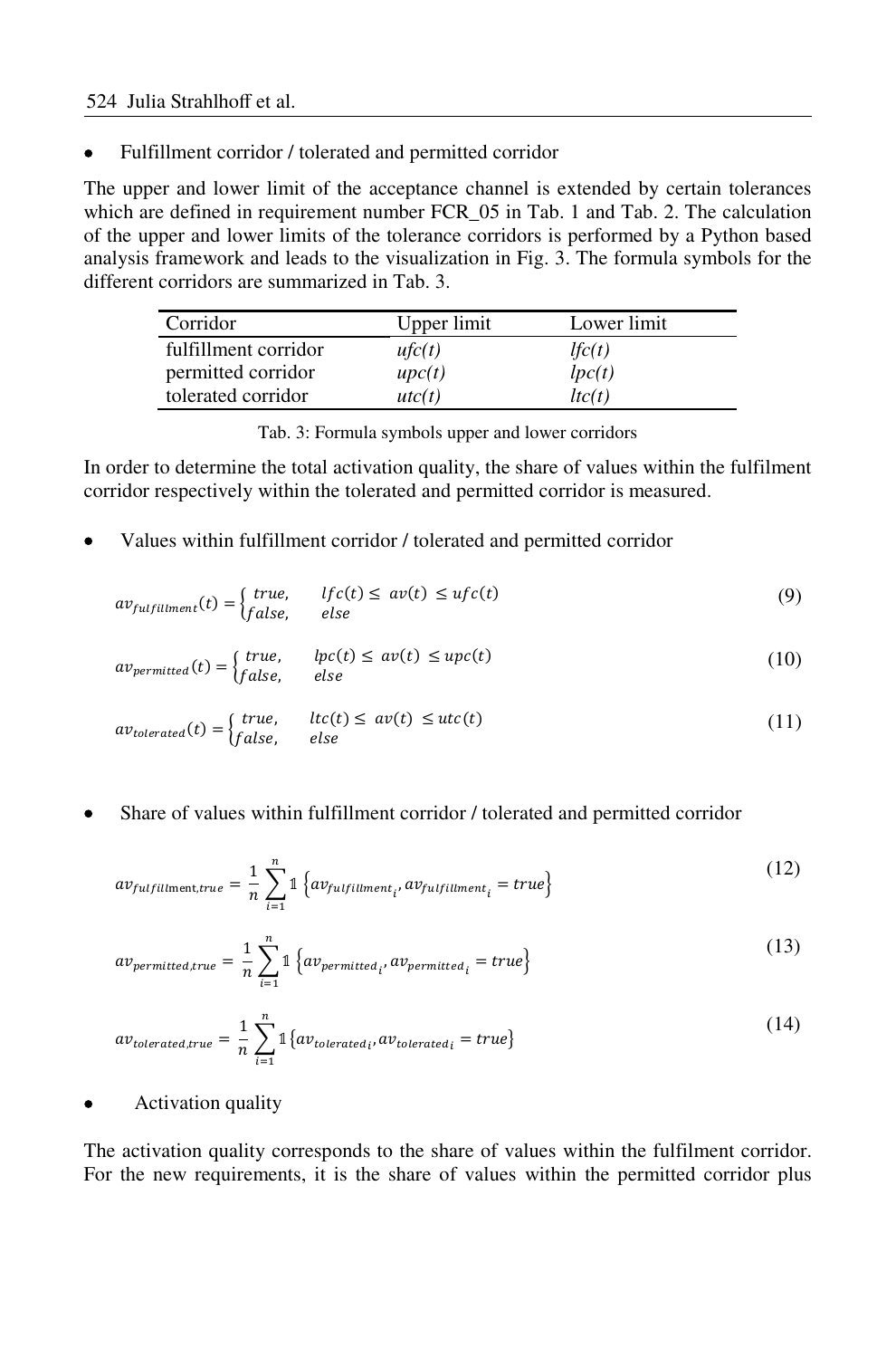- Fulfillment corridor / tolerated and permitted corridor

The upper and lower limit of the acceptance channel is extended by certain tolerances which are defined in requirement number FCR_05 in Tab. 1 and Tab. 2. The calculation of the upper and lower limits of the tolerance corridors is performed by a Python based analysis framework and leads to the visualization in Fig. 3. The formula symbols for the different corridors are summarized in Tab. 3.

| Corridor | Upper limit | Lower limit |
|---|---|---|
| fulfillment corridor | *ufc(t)* | *lfc(t)* |
| permitted corridor | *upc(t)* | *lpc(t)* |
| tolerated corridor | *utc(t)* | *ltc(t)* |

Tab. 3: Formula symbols upper and lower corridors

In order to determine the total activation quality, the share of values within the fulfilment corridor respectively within the tolerated and permitted corridor is measured.

- Values within fulfillment corridor / tolerated and permitted corridor

$$av_{fulfillment}(t) = \begin{cases} true, & lfc(t) \leq av(t) \leq ufc(t) \\ false, & else \end{cases} \tag{9}$$

$$av_{permitted}(t) = \begin{cases} true, & lpc(t) \leq av(t) \leq upc(t) \\ false, & else \end{cases} \tag{10}$$

$$av_{tolerated}(t) = \begin{cases} true, & ltc(t) \leq av(t) \leq utc(t) \\ false, & else \end{cases} \tag{11}$$

- Share of values within fulfillment corridor / tolerated and permitted corridor

$$av_{fulfillment,true} = \frac{1}{n}\sum_{i=1}^{n} \mathbb{1}\left\{av_{fulfillment_i}, av_{fulfillment_i} = true\right\} \tag{12}$$

$$av_{permitted,true} = \frac{1}{n}\sum_{i=1}^{n} \mathbb{1}\left\{av_{permitted_i}, av_{permitted_i} = true\right\} \tag{13}$$

$$av_{tolerated,true} = \frac{1}{n}\sum_{i=1}^{n} \mathbb{1}\left\{av_{tolerated_i}, av_{tolerated_i} = true\right\} \tag{14}$$

- Activation quality

The activation quality corresponds to the share of values within the fulfilment corridor. For the new requirements, it is the share of values within the permitted corridor plus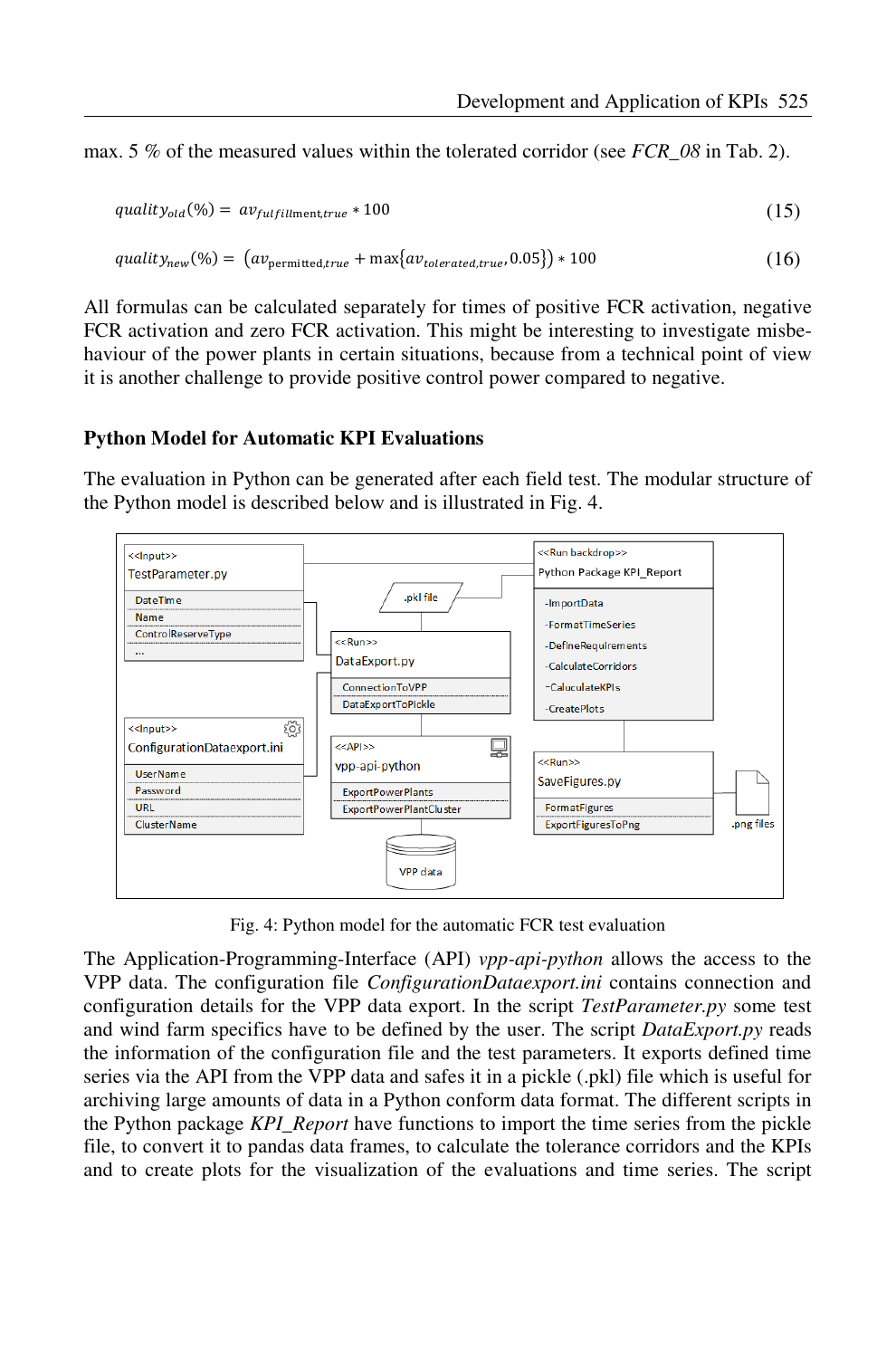max. 5 % of the measured values within the tolerated corridor (see *FCR_08* in Tab. 2).

$$quality_{old}(\%) = av_{fulfillment,true} * 100 \quad (15)$$

$$quality_{new}(\%) = \left(av_{\text{permitted},true} + \max\{av_{tolerated,true}, 0.05\}\right) * 100 \quad (16)$$

All formulas can be calculated separately for times of positive FCR activation, negative FCR activation and zero FCR activation. This might be interesting to investigate misbehaviour of the power plants in certain situations, because from a technical point of view it is another challenge to provide positive control power compared to negative.

### Python Model for Automatic KPI Evaluations

The evaluation in Python can be generated after each field test. The modular structure of the Python model is described below and is illustrated in Fig. 4.

Fig. 4: Python model for the automatic FCR test evaluation

The Application-Programming-Interface (API) *vpp-api-python* allows the access to the VPP data. The configuration file *ConfigurationDataexport.ini* contains connection and configuration details for the VPP data export. In the script *TestParameter.py* some test and wind farm specifics have to be defined by the user. The script *DataExport.py* reads the information of the configuration file and the test parameters. It exports defined time series via the API from the VPP data and safes it in a pickle (.pkl) file which is useful for archiving large amounts of data in a Python conform data format. The different scripts in the Python package *KPI_Report* have functions to import the time series from the pickle file, to convert it to pandas data frames, to calculate the tolerance corridors and the KPIs and to create plots for the visualization of the evaluations and time series. The script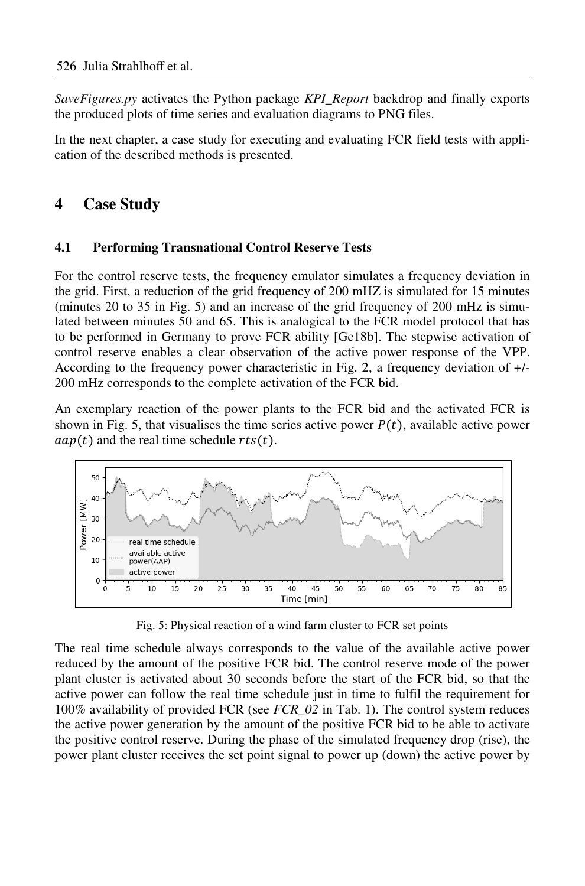*SaveFigures.py* activates the Python package *KPI_Report* backdrop and finally exports the produced plots of time series and evaluation diagrams to PNG files.

In the next chapter, a case study for executing and evaluating FCR field tests with application of the described methods is presented.

# 4 Case Study

## 4.1 Performing Transnational Control Reserve Tests

For the control reserve tests, the frequency emulator simulates a frequency deviation in the grid. First, a reduction of the grid frequency of 200 mHZ is simulated for 15 minutes (minutes 20 to 35 in Fig. 5) and an increase of the grid frequency of 200 mHz is simulated between minutes 50 and 65. This is analogical to the FCR model protocol that has to be performed in Germany to prove FCR ability [Ge18b]. The stepwise activation of control reserve enables a clear observation of the active power response of the VPP. According to the frequency power characteristic in Fig. 2, a frequency deviation of +/- 200 mHz corresponds to the complete activation of the FCR bid.

An exemplary reaction of the power plants to the FCR bid and the activated FCR is shown in Fig. 5, that visualises the time series active power $P(t)$, available active power $aap(t)$ and the real time schedule $rts(t)$.

Fig. 5: Physical reaction of a wind farm cluster to FCR set points

The real time schedule always corresponds to the value of the available active power reduced by the amount of the positive FCR bid. The control reserve mode of the power plant cluster is activated about 30 seconds before the start of the FCR bid, so that the active power can follow the real time schedule just in time to fulfil the requirement for 100% availability of provided FCR (see *FCR_02* in Tab. 1). The control system reduces the active power generation by the amount of the positive FCR bid to be able to activate the positive control reserve. During the phase of the simulated frequency drop (rise), the power plant cluster receives the set point signal to power up (down) the active power by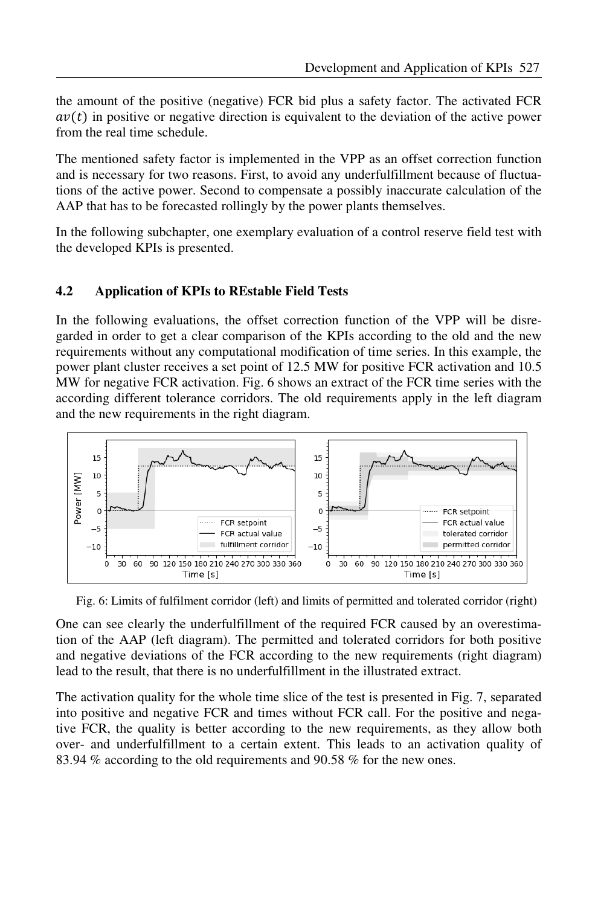the amount of the positive (negative) FCR bid plus a safety factor. The activated FCR $av(t)$ in positive or negative direction is equivalent to the deviation of the active power from the real time schedule.

The mentioned safety factor is implemented in the VPP as an offset correction function and is necessary for two reasons. First, to avoid any underfulfillment because of fluctuations of the active power. Second to compensate a possibly inaccurate calculation of the AAP that has to be forecasted rollingly by the power plants themselves.

In the following subchapter, one exemplary evaluation of a control reserve field test with the developed KPIs is presented.

### 4.2 Application of KPIs to REstable Field Tests

In the following evaluations, the offset correction function of the VPP will be disregarded in order to get a clear comparison of the KPIs according to the old and the new requirements without any computational modification of time series. In this example, the power plant cluster receives a set point of 12.5 MW for positive FCR activation and 10.5 MW for negative FCR activation. Fig. 6 shows an extract of the FCR time series with the according different tolerance corridors. The old requirements apply in the left diagram and the new requirements in the right diagram.

Fig. 6: Limits of fulfilment corridor (left) and limits of permitted and tolerated corridor (right)

One can see clearly the underfulfillment of the required FCR caused by an overestimation of the AAP (left diagram). The permitted and tolerated corridors for both positive and negative deviations of the FCR according to the new requirements (right diagram) lead to the result, that there is no underfulfillment in the illustrated extract.

The activation quality for the whole time slice of the test is presented in Fig. 7, separated into positive and negative FCR and times without FCR call. For the positive and negative FCR, the quality is better according to the new requirements, as they allow both over- and underfulfillment to a certain extent. This leads to an activation quality of 83.94 % according to the old requirements and 90.58 % for the new ones.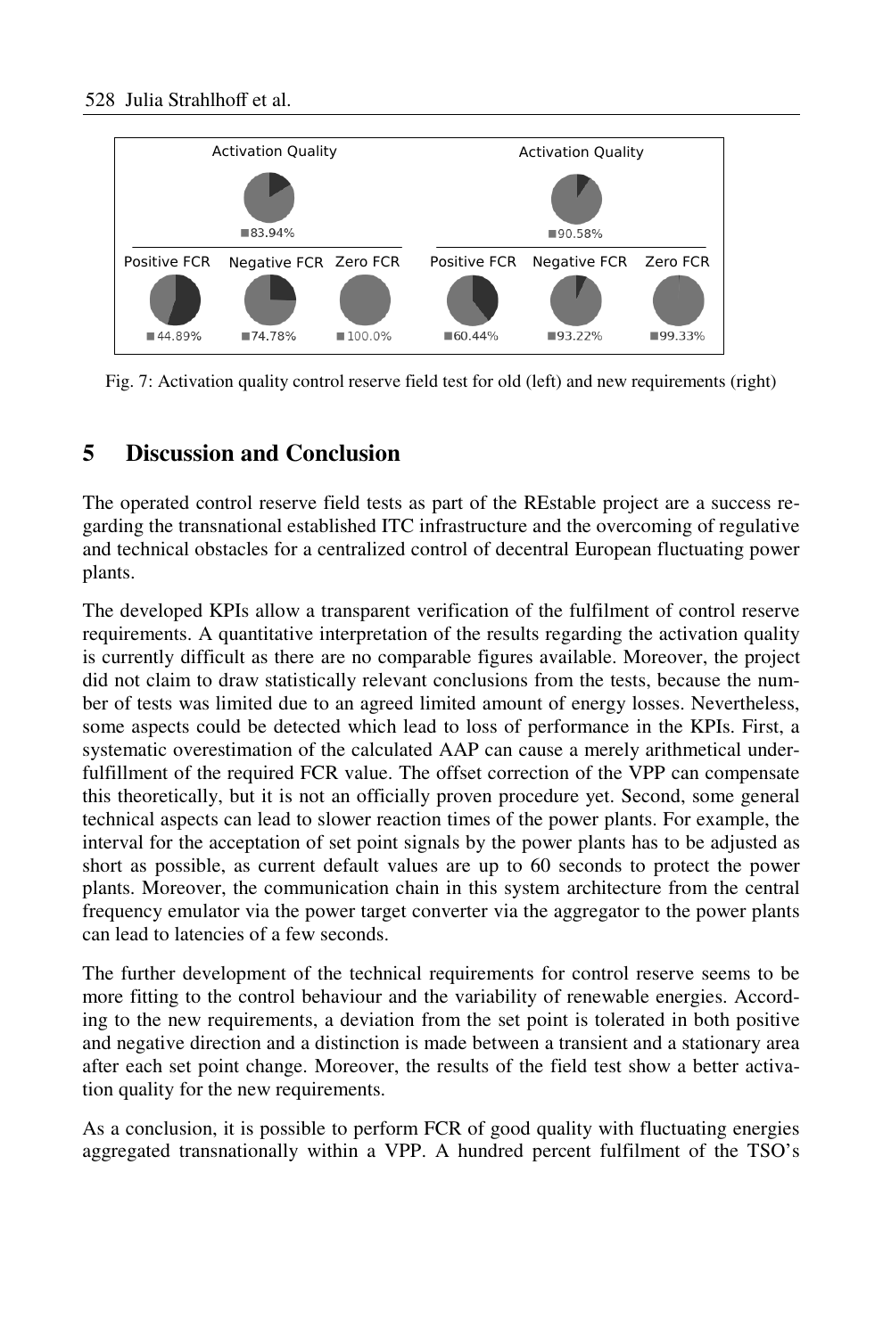Fig. 7: Activation quality control reserve field test for old (left) and new requirements (right)

## 5 Discussion and Conclusion

The operated control reserve field tests as part of the REstable project are a success regarding the transnational established ITC infrastructure and the overcoming of regulative and technical obstacles for a centralized control of decentral European fluctuating power plants.

The developed KPIs allow a transparent verification of the fulfilment of control reserve requirements. A quantitative interpretation of the results regarding the activation quality is currently difficult as there are no comparable figures available. Moreover, the project did not claim to draw statistically relevant conclusions from the tests, because the number of tests was limited due to an agreed limited amount of energy losses. Nevertheless, some aspects could be detected which lead to loss of performance in the KPIs. First, a systematic overestimation of the calculated AAP can cause a merely arithmetical underfulfillment of the required FCR value. The offset correction of the VPP can compensate this theoretically, but it is not an officially proven procedure yet. Second, some general technical aspects can lead to slower reaction times of the power plants. For example, the interval for the acceptation of set point signals by the power plants has to be adjusted as short as possible, as current default values are up to 60 seconds to protect the power plants. Moreover, the communication chain in this system architecture from the central frequency emulator via the power target converter via the aggregator to the power plants can lead to latencies of a few seconds.

The further development of the technical requirements for control reserve seems to be more fitting to the control behaviour and the variability of renewable energies. According to the new requirements, a deviation from the set point is tolerated in both positive and negative direction and a distinction is made between a transient and a stationary area after each set point change. Moreover, the results of the field test show a better activation quality for the new requirements.

As a conclusion, it is possible to perform FCR of good quality with fluctuating energies aggregated transnationally within a VPP. A hundred percent fulfilment of the TSO's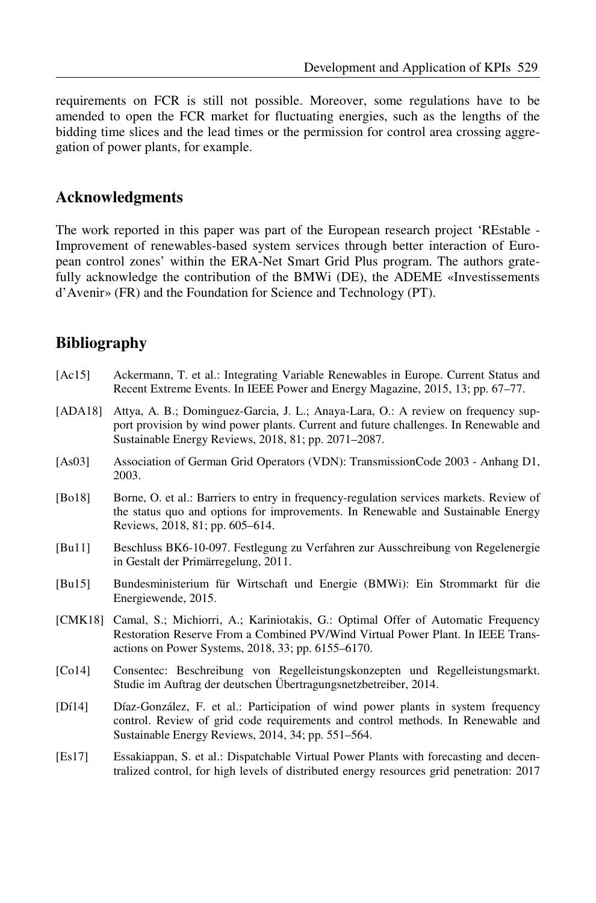requirements on FCR is still not possible. Moreover, some regulations have to be amended to open the FCR market for fluctuating energies, such as the lengths of the bidding time slices and the lead times or the permission for control area crossing aggregation of power plants, for example.

## Acknowledgments

The work reported in this paper was part of the European research project 'REstable - Improvement of renewables-based system services through better interaction of European control zones' within the ERA-Net Smart Grid Plus program. The authors gratefully acknowledge the contribution of the BMWi (DE), the ADEME «Investissements d'Avenir» (FR) and the Foundation for Science and Technology (PT).

## Bibliography

[Ac15] Ackermann, T. et al.: Integrating Variable Renewables in Europe. Current Status and Recent Extreme Events. In IEEE Power and Energy Magazine, 2015, 13; pp. 67–77.

[ADA18] Attya, A. B.; Dominguez-Garcia, J. L.; Anaya-Lara, O.: A review on frequency support provision by wind power plants. Current and future challenges. In Renewable and Sustainable Energy Reviews, 2018, 81; pp. 2071–2087.

[As03] Association of German Grid Operators (VDN): TransmissionCode 2003 - Anhang D1, 2003.

[Bo18] Borne, O. et al.: Barriers to entry in frequency-regulation services markets. Review of the status quo and options for improvements. In Renewable and Sustainable Energy Reviews, 2018, 81; pp. 605–614.

[Bu11] Beschluss BK6-10-097. Festlegung zu Verfahren zur Ausschreibung von Regelenergie in Gestalt der Primärregelung, 2011.

[Bu15] Bundesministerium für Wirtschaft und Energie (BMWi): Ein Strommarkt für die Energiewende, 2015.

[CMK18] Camal, S.; Michiorri, A.; Kariniotakis, G.: Optimal Offer of Automatic Frequency Restoration Reserve From a Combined PV/Wind Virtual Power Plant. In IEEE Transactions on Power Systems, 2018, 33; pp. 6155–6170.

[Co14] Consentec: Beschreibung von Regelleistungskonzepten und Regelleistungsmarkt. Studie im Auftrag der deutschen Übertragungsnetzbetreiber, 2014.

[Dí14] Díaz-González, F. et al.: Participation of wind power plants in system frequency control. Review of grid code requirements and control methods. In Renewable and Sustainable Energy Reviews, 2014, 34; pp. 551–564.

[Es17] Essakiappan, S. et al.: Dispatchable Virtual Power Plants with forecasting and decentralized control, for high levels of distributed energy resources grid penetration: 2017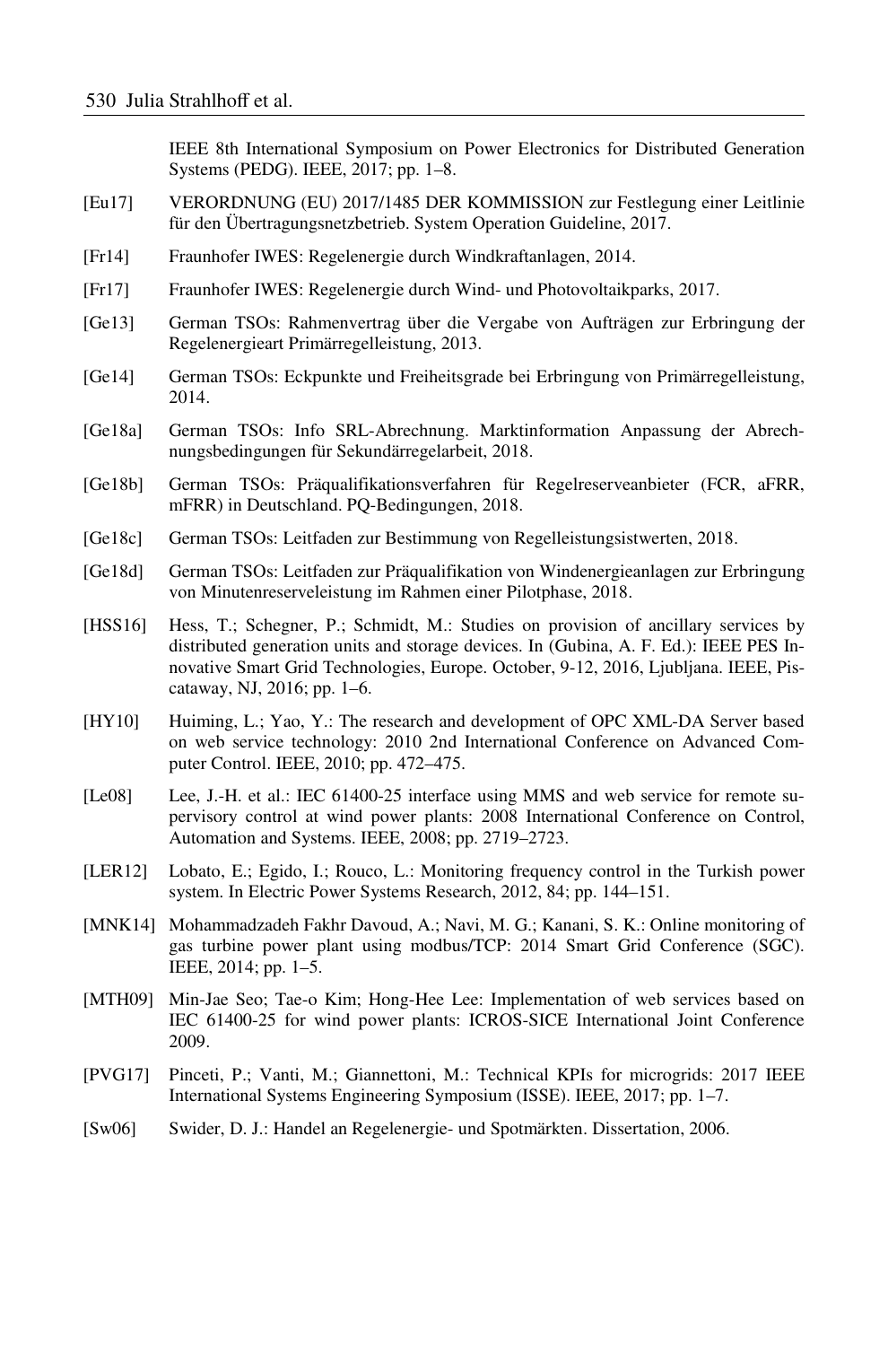IEEE 8th International Symposium on Power Electronics for Distributed Generation Systems (PEDG). IEEE, 2017; pp. 1–8.

[Eu17] VERORDNUNG (EU) 2017/1485 DER KOMMISSION zur Festlegung einer Leitlinie für den Übertragungsnetzbetrieb. System Operation Guideline, 2017.

[Fr14] Fraunhofer IWES: Regelenergie durch Windkraftanlagen, 2014.

[Fr17] Fraunhofer IWES: Regelenergie durch Wind- und Photovoltaikparks, 2017.

[Ge13] German TSOs: Rahmenvertrag über die Vergabe von Aufträgen zur Erbringung der Regelenergieart Primärregelleistung, 2013.

[Ge14] German TSOs: Eckpunkte und Freiheitsgrade bei Erbringung von Primärregelleistung, 2014.

[Ge18a] German TSOs: Info SRL-Abrechnung. Marktinformation Anpassung der Abrechnungsbedingungen für Sekundärregelarbeit, 2018.

[Ge18b] German TSOs: Präqualifikationsverfahren für Regelreserveanbieter (FCR, aFRR, mFRR) in Deutschland. PQ-Bedingungen, 2018.

[Ge18c] German TSOs: Leitfaden zur Bestimmung von Regelleistungsistwerten, 2018.

[Ge18d] German TSOs: Leitfaden zur Präqualifikation von Windenergieanlagen zur Erbringung von Minutenreserveleistung im Rahmen einer Pilotphase, 2018.

[HSS16] Hess, T.; Schegner, P.; Schmidt, M.: Studies on provision of ancillary services by distributed generation units and storage devices. In (Gubina, A. F. Ed.): IEEE PES Innovative Smart Grid Technologies, Europe. October, 9-12, 2016, Ljubljana. IEEE, Piscataway, NJ, 2016; pp. 1–6.

[HY10] Huiming, L.; Yao, Y.: The research and development of OPC XML-DA Server based on web service technology: 2010 2nd International Conference on Advanced Computer Control. IEEE, 2010; pp. 472–475.

[Le08] Lee, J.-H. et al.: IEC 61400-25 interface using MMS and web service for remote supervisory control at wind power plants: 2008 International Conference on Control, Automation and Systems. IEEE, 2008; pp. 2719–2723.

[LER12] Lobato, E.; Egido, I.; Rouco, L.: Monitoring frequency control in the Turkish power system. In Electric Power Systems Research, 2012, 84; pp. 144–151.

[MNK14] Mohammadzadeh Fakhr Davoud, A.; Navi, M. G.; Kanani, S. K.: Online monitoring of gas turbine power plant using modbus/TCP: 2014 Smart Grid Conference (SGC). IEEE, 2014; pp. 1–5.

[MTH09] Min-Jae Seo; Tae-o Kim; Hong-Hee Lee: Implementation of web services based on IEC 61400-25 for wind power plants: ICROS-SICE International Joint Conference 2009.

[PVG17] Pinceti, P.; Vanti, M.; Giannettoni, M.: Technical KPIs for microgrids: 2017 IEEE International Systems Engineering Symposium (ISSE). IEEE, 2017; pp. 1–7.

[Sw06] Swider, D. J.: Handel an Regelenergie- und Spotmärkten. Dissertation, 2006.